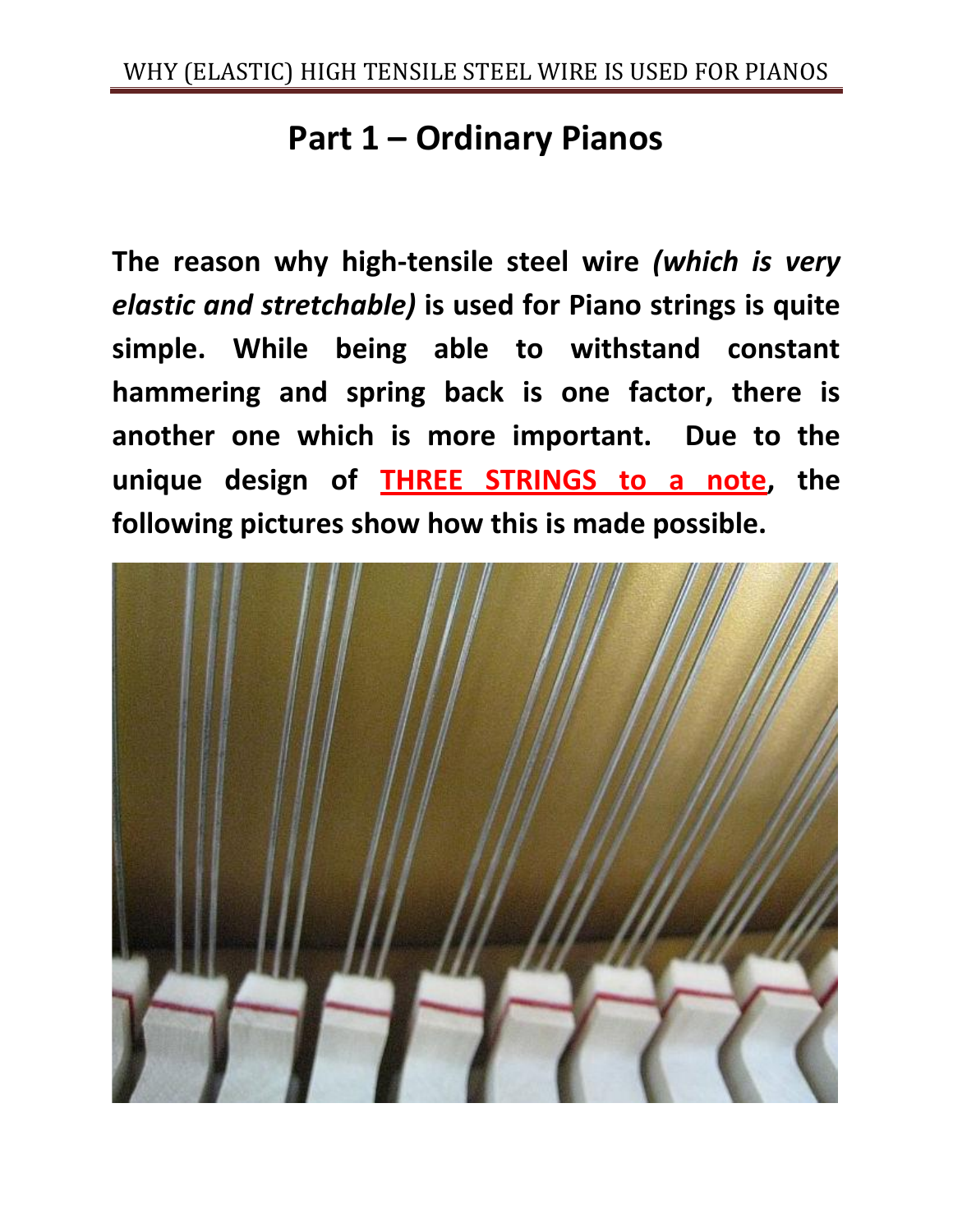# Part 1 – Ordinary Pianos

**The reason why high-tensile steel wire *(which is very elastic and stretchable)* is used for Piano strings is quite simple. While being able to withstand constant hammering and spring back is one factor, there is another one which is more important. Due to the unique design of THREE STRINGS to a note, the following pictures show how this is made possible.**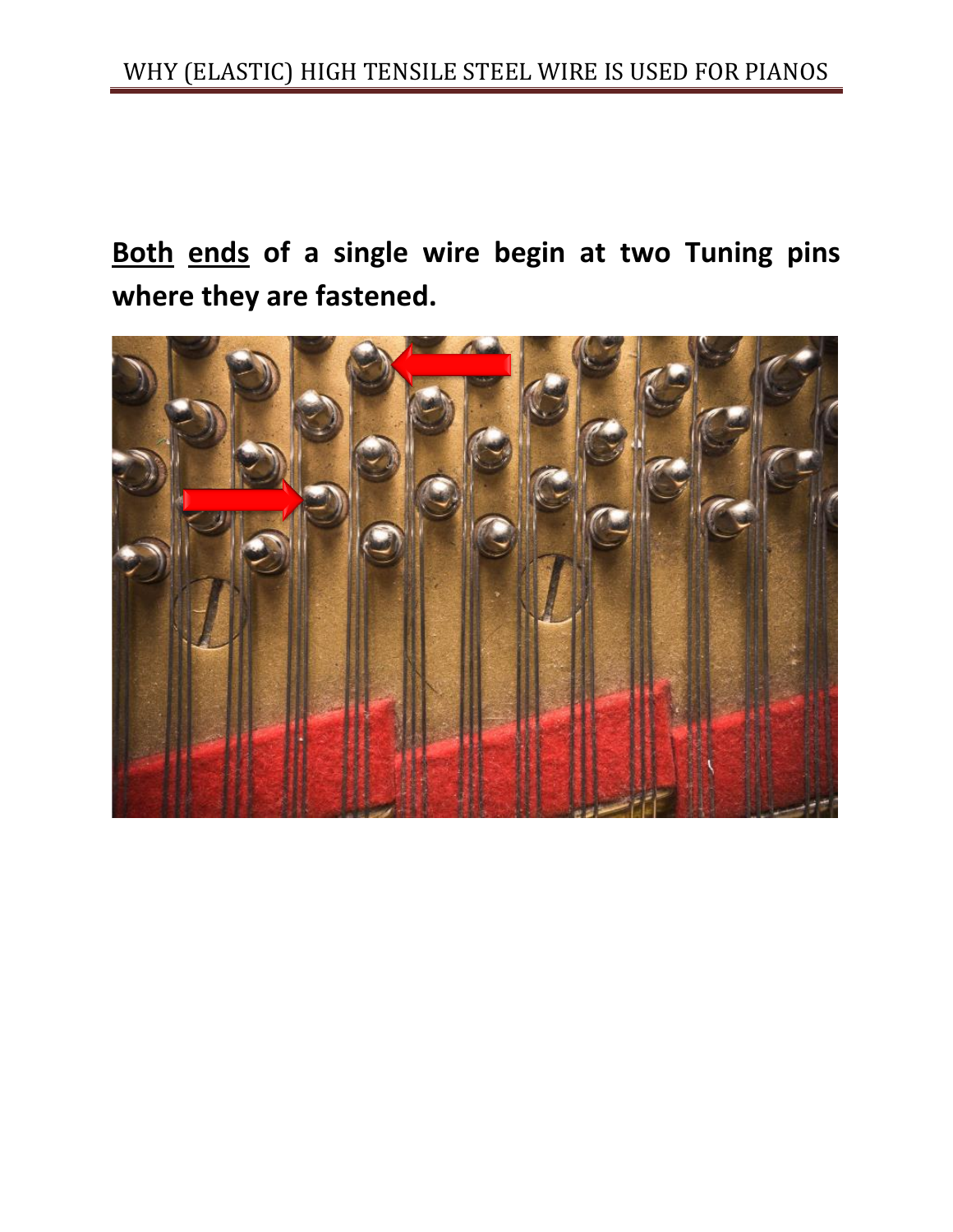<u>**Both**</u> <u>**ends**</u> **of a single wire begin at two Tuning pins where they are fastened.**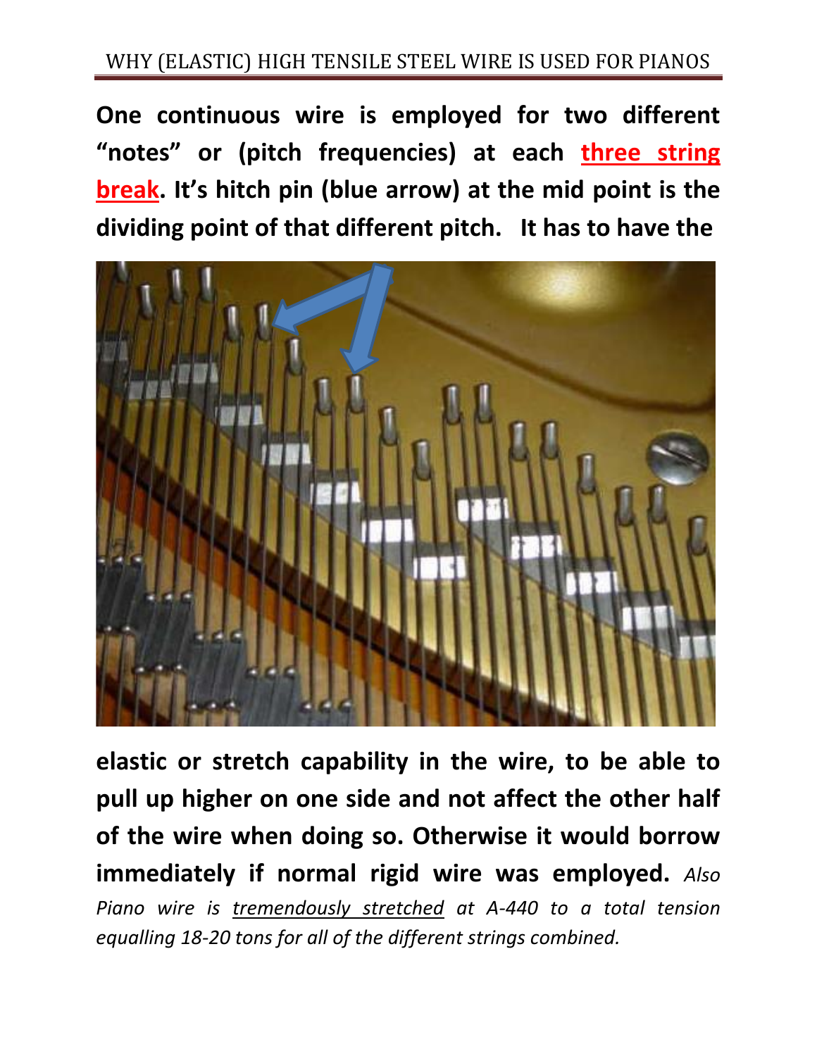**One continuous wire is employed for two different "notes" or (pitch frequencies) at each <u>three string break</u>. It's hitch pin (blue arrow) at the mid point is the dividing point of that different pitch. It has to have the elastic or stretch capability in the wire, to be able to pull up higher on one side and not affect the other half of the wire when doing so. Otherwise it would borrow immediately if normal rigid wire was employed.** *Also Piano wire is <u>tremendously stretched</u> at A-440 to a total tension equalling 18-20 tons for all of the different strings combined.*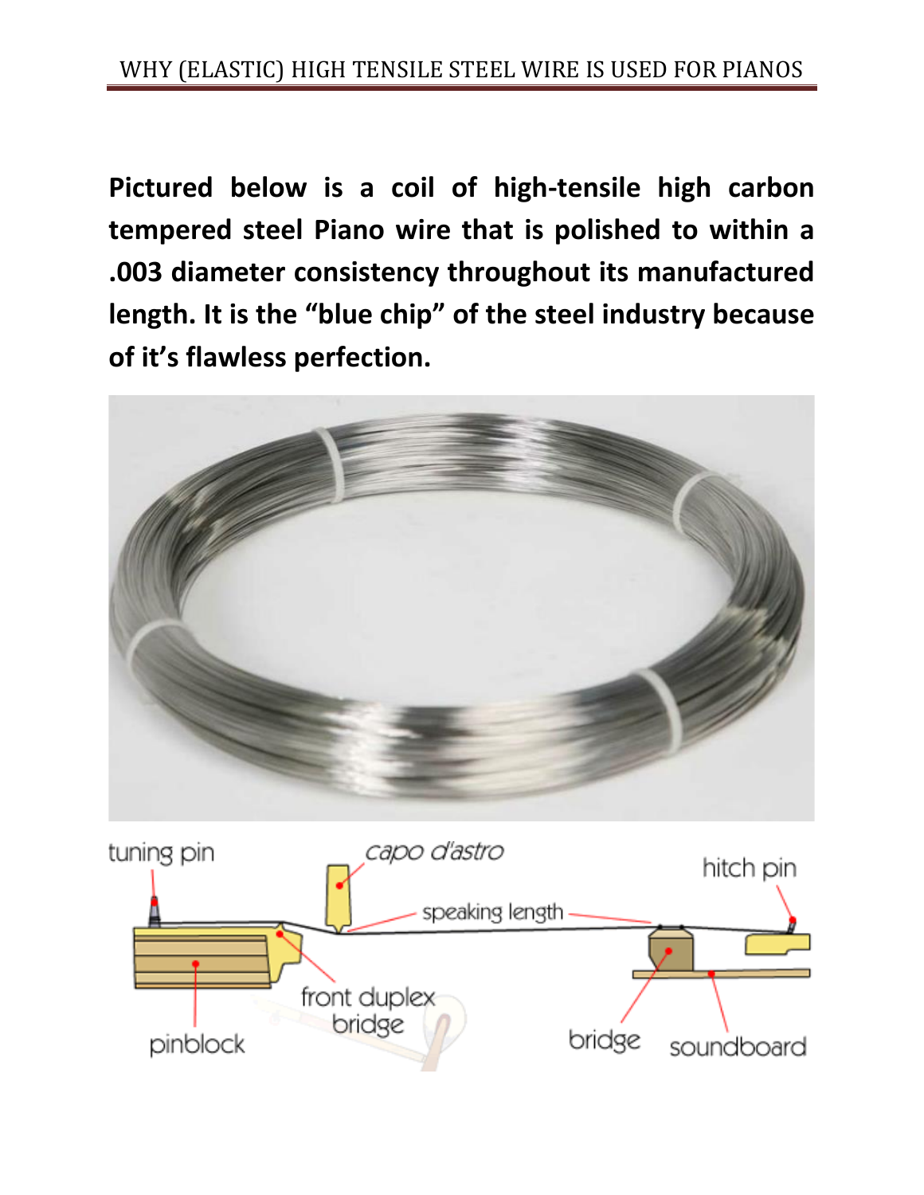**Pictured below is a coil of high-tensile high carbon tempered steel Piano wire that is polished to within a .003 diameter consistency throughout its manufactured length. It is the “blue chip” of the steel industry because of it’s flawless perfection.**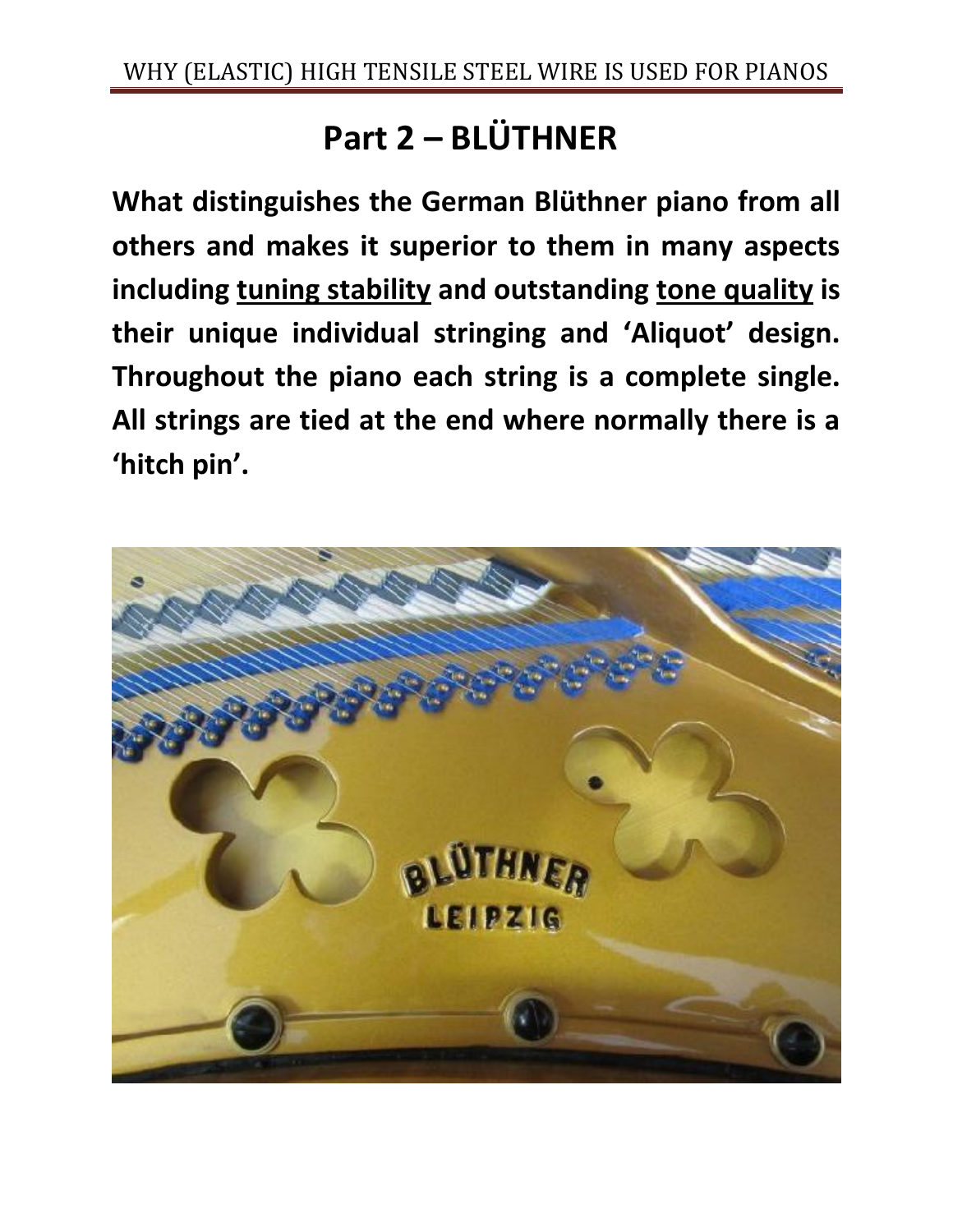# Part 2 – BLÜTHNER

**What distinguishes the German Blüthner piano from all others and makes it superior to them in many aspects including <u>tuning stability</u> and outstanding <u>tone quality</u> is their unique individual stringing and 'Aliquot' design. Throughout the piano each string is a complete single. All strings are tied at the end where normally there is a 'hitch pin'.**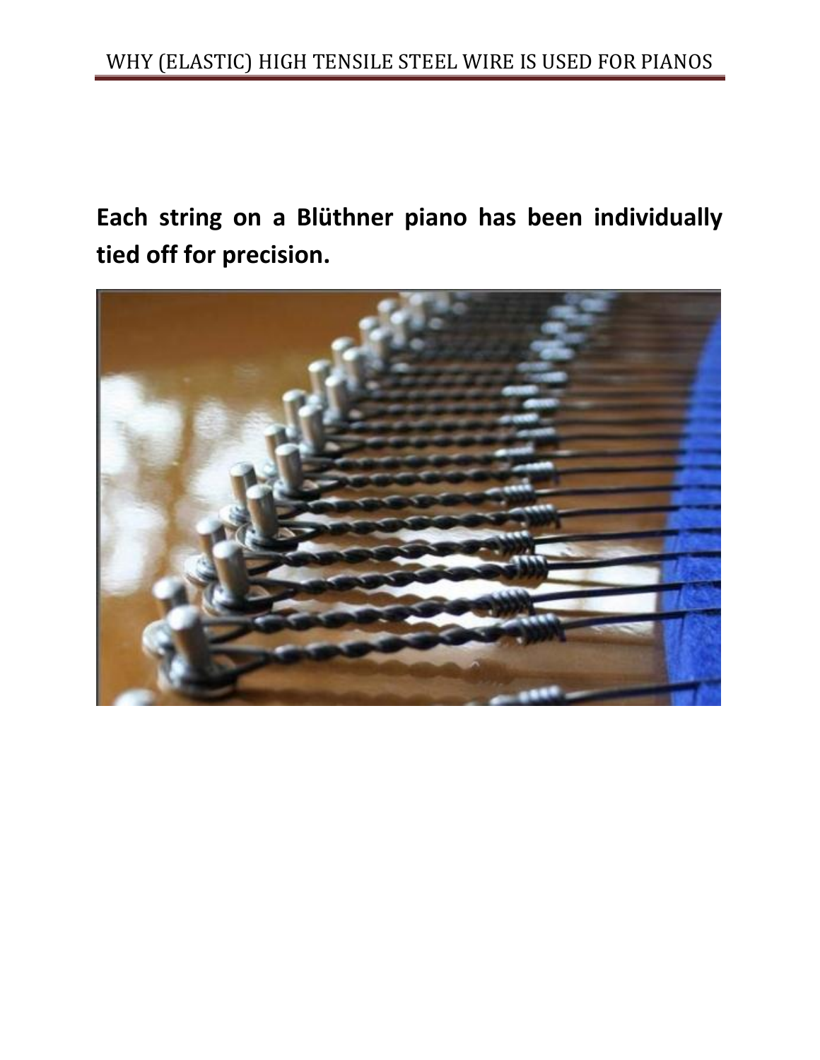**Each string on a Blüthner piano has been individually tied off for precision.**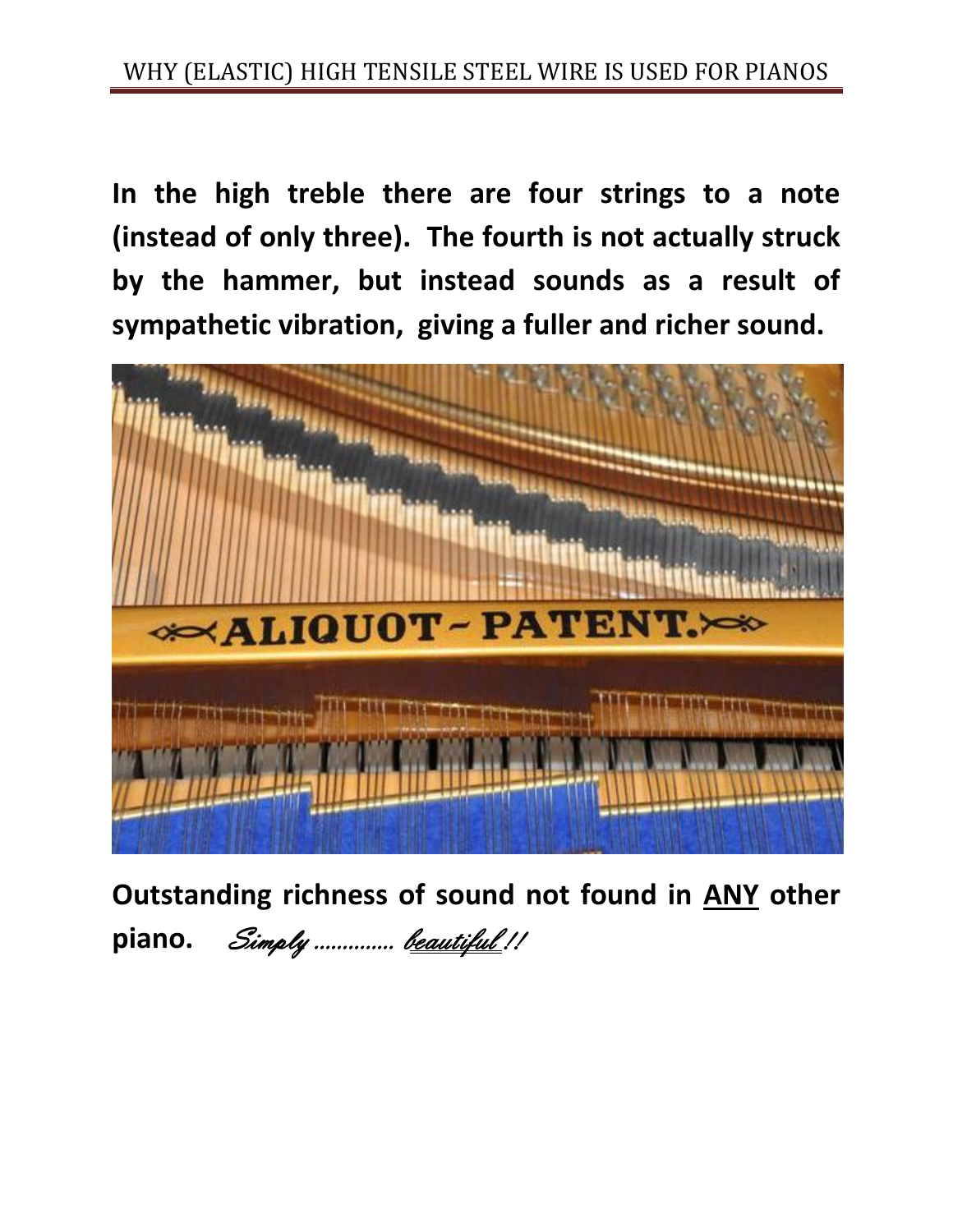**In the high treble there are four strings to a note (instead of only three). The fourth is not actually struck by the hammer, but instead sounds as a result of sympathetic vibration, giving a fuller and richer sound.**

**Outstanding richness of sound not found in <u>ANY</u> other piano.** *Simply ............. <u>beautiful</u> !!*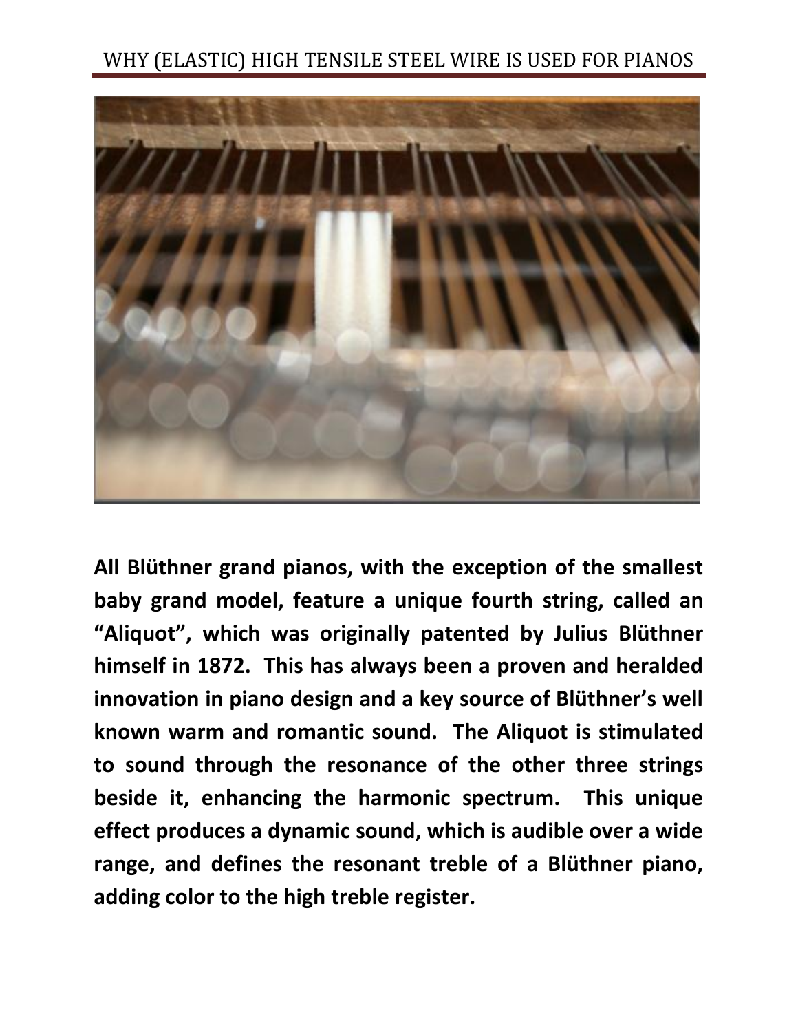**All Blüthner grand pianos, with the exception of the smallest baby grand model, feature a unique fourth string, called an "Aliquot", which was originally patented by Julius Blüthner himself in 1872. This has always been a proven and heralded innovation in piano design and a key source of Blüthner's well known warm and romantic sound. The Aliquot is stimulated to sound through the resonance of the other three strings beside it, enhancing the harmonic spectrum. This unique effect produces a dynamic sound, which is audible over a wide range, and defines the resonant treble of a Blüthner piano, adding color to the high treble register.**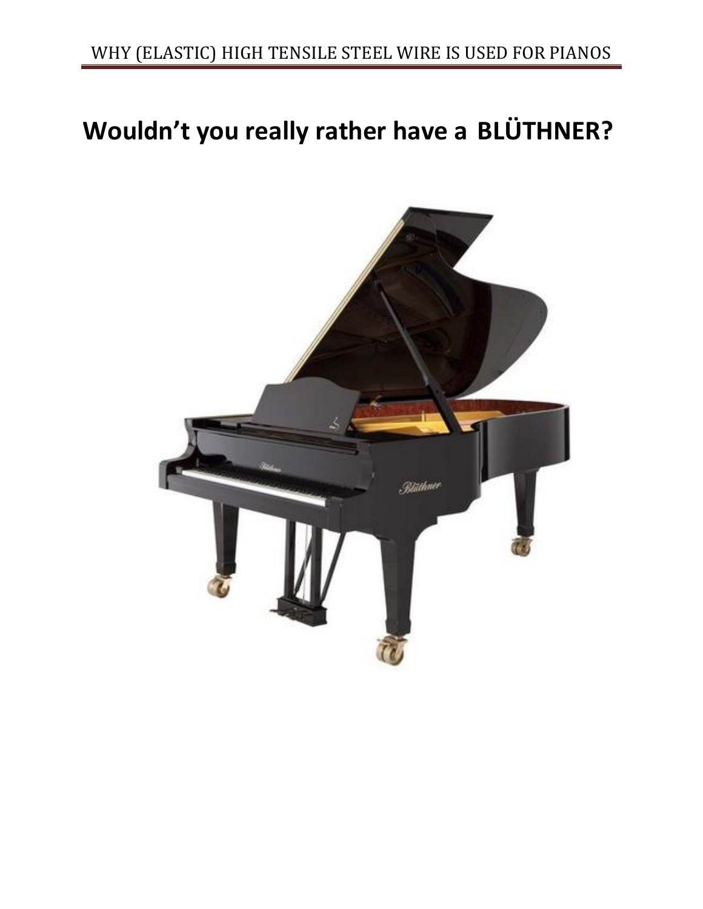# Wouldn't you really rather have a BLÜTHNER?